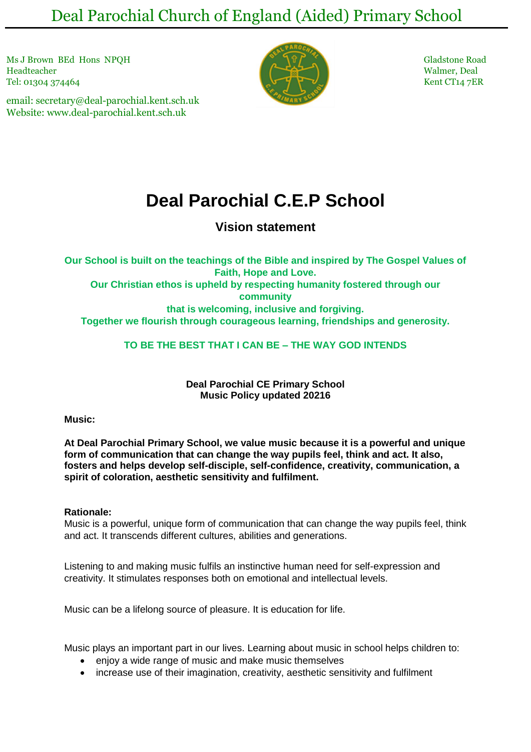# Deal Parochial Church of England (Aided) Primary School

Ms J Brown BEd Hons NPQH
Headteacher
Tel: 01304 374464

email: secretary@deal-parochial.kent.sch.uk
Website: www.deal-parochial.kent.sch.uk

Gladstone Road
Walmer, Deal
Kent CT14 7ER

# Deal Parochial C.E.P School

## Vision statement

**Our School is built on the teachings of the Bible and inspired by The Gospel Values of Faith, Hope and Love.**
**Our Christian ethos is upheld by respecting humanity fostered through our community**
**that is welcoming, inclusive and forgiving.**
**Together we flourish through courageous learning, friendships and generosity.**

**TO BE THE BEST THAT I CAN BE – THE WAY GOD INTENDS**

**Deal Parochial CE Primary School**
**Music Policy updated 20216**

**Music:**

**At Deal Parochial Primary School, we value music because it is a powerful and unique form of communication that can change the way pupils feel, think and act. It also, fosters and helps develop self-disciple, self-confidence, creativity, communication, a spirit of coloration, aesthetic sensitivity and fulfilment.**

**Rationale:**
Music is a powerful, unique form of communication that can change the way pupils feel, think and act. It transcends different cultures, abilities and generations.

Listening to and making music fulfils an instinctive human need for self-expression and creativity. It stimulates responses both on emotional and intellectual levels.

Music can be a lifelong source of pleasure. It is education for life.

Music plays an important part in our lives. Learning about music in school helps children to:

- enjoy a wide range of music and make music themselves
- increase use of their imagination, creativity, aesthetic sensitivity and fulfilment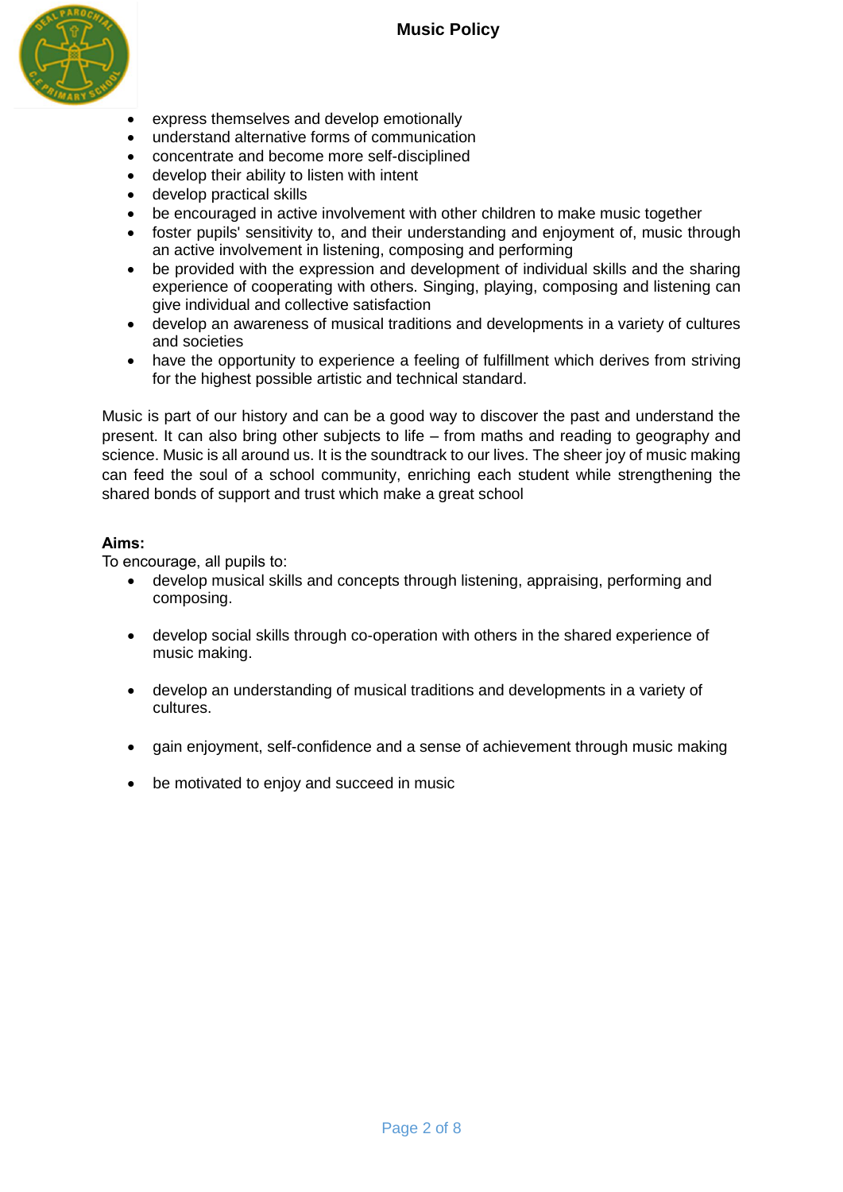- express themselves and develop emotionally
- understand alternative forms of communication
- concentrate and become more self-disciplined
- develop their ability to listen with intent
- develop practical skills
- be encouraged in active involvement with other children to make music together
- foster pupils' sensitivity to, and their understanding and enjoyment of, music through an active involvement in listening, composing and performing
- be provided with the expression and development of individual skills and the sharing experience of cooperating with others. Singing, playing, composing and listening can give individual and collective satisfaction
- develop an awareness of musical traditions and developments in a variety of cultures and societies
- have the opportunity to experience a feeling of fulfillment which derives from striving for the highest possible artistic and technical standard.

Music is part of our history and can be a good way to discover the past and understand the present. It can also bring other subjects to life – from maths and reading to geography and science. Music is all around us. It is the soundtrack to our lives. The sheer joy of music making can feed the soul of a school community, enriching each student while strengthening the shared bonds of support and trust which make a great school

**Aims:**

To encourage, all pupils to:

- develop musical skills and concepts through listening, appraising, performing and composing.
- develop social skills through co-operation with others in the shared experience of music making.
- develop an understanding of musical traditions and developments in a variety of cultures.
- gain enjoyment, self-confidence and a sense of achievement through music making
- be motivated to enjoy and succeed in music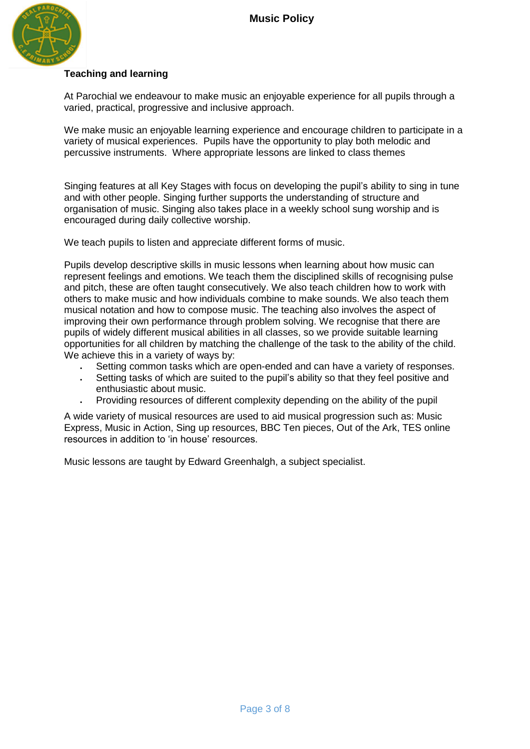## Teaching and learning

At Parochial we endeavour to make music an enjoyable experience for all pupils through a varied, practical, progressive and inclusive approach.

We make music an enjoyable learning experience and encourage children to participate in a variety of musical experiences. Pupils have the opportunity to play both melodic and percussive instruments. Where appropriate lessons are linked to class themes

Singing features at all Key Stages with focus on developing the pupil's ability to sing in tune and with other people. Singing further supports the understanding of structure and organisation of music. Singing also takes place in a weekly school sung worship and is encouraged during daily collective worship.

We teach pupils to listen and appreciate different forms of music.

Pupils develop descriptive skills in music lessons when learning about how music can represent feelings and emotions. We teach them the disciplined skills of recognising pulse and pitch, these are often taught consecutively. We also teach children how to work with others to make music and how individuals combine to make sounds. We also teach them musical notation and how to compose music. The teaching also involves the aspect of improving their own performance through problem solving. We recognise that there are pupils of widely different musical abilities in all classes, so we provide suitable learning opportunities for all children by matching the challenge of the task to the ability of the child. We achieve this in a variety of ways by:

- Setting common tasks which are open-ended and can have a variety of responses.
- Setting tasks of which are suited to the pupil's ability so that they feel positive and enthusiastic about music.
- Providing resources of different complexity depending on the ability of the pupil

A wide variety of musical resources are used to aid musical progression such as: Music Express, Music in Action, Sing up resources, BBC Ten pieces, Out of the Ark, TES online resources in addition to 'in house' resources.

Music lessons are taught by Edward Greenhalgh, a subject specialist.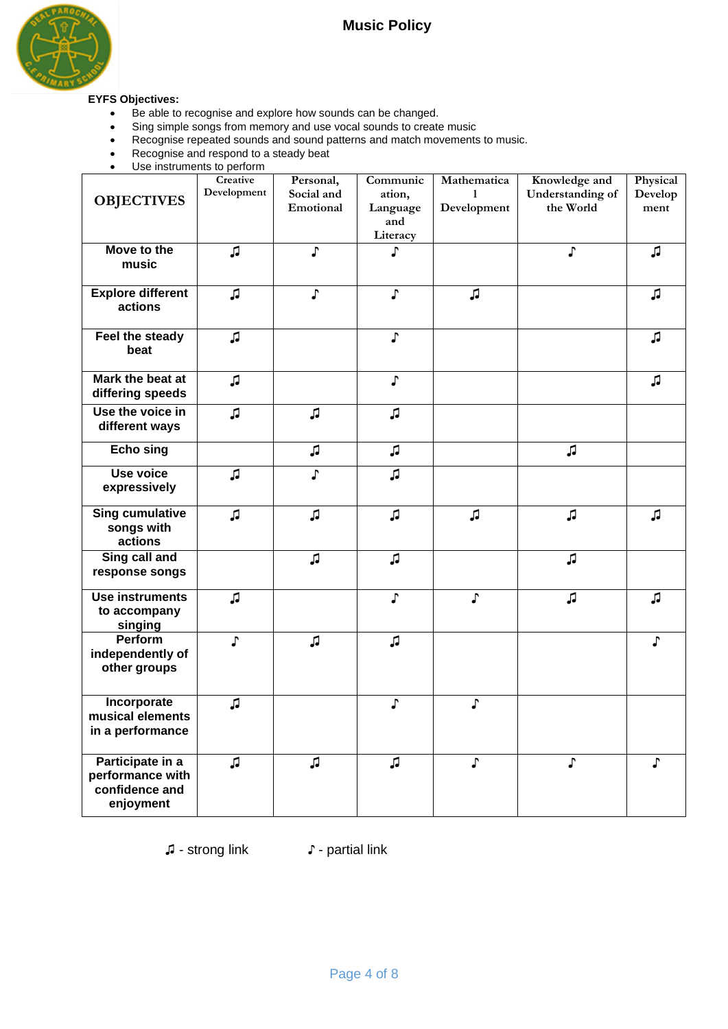**EYFS Objectives:**

- Be able to recognise and explore how sounds can be changed.
- Sing simple songs from memory and use vocal sounds to create music
- Recognise repeated sounds and sound patterns and match movements to music.
- Recognise and respond to a steady beat
- Use instruments to perform

| OBJECTIVES | Creative Development | Personal, Social and Emotional | Communication, Language and Literacy | Mathematical Development | Knowledge and Understanding of the World | Physical Development |
|---|---|---|---|---|---|---|
| **Move to the music** | ♫ | ♪ | ♪ | | ♪ | ♫ |
| **Explore different actions** | ♫ | ♪ | ♪ | ♫ | | ♫ |
| **Feel the steady beat** | ♫ | | ♪ | | | ♫ |
| **Mark the beat at differing speeds** | ♫ | | ♪ | | | ♫ |
| **Use the voice in different ways** | ♫ | ♫ | ♫ | | | |
| **Echo sing** | | ♫ | ♫ | | ♫ | |
| **Use voice expressively** | ♫ | ♪ | ♫ | | | |
| **Sing cumulative songs with actions** | ♫ | ♫ | ♫ | ♫ | ♫ | ♫ |
| **Sing call and response songs** | | ♫ | ♫ | | ♫ | |
| **Use instruments to accompany singing** | ♫ | | ♪ | ♪ | ♫ | ♫ |
| **Perform independently of other groups** | ♪ | ♫ | ♫ | | | ♪ |
| **Incorporate musical elements in a performance** | ♫ | | ♪ | ♪ | | |
| **Participate in a performance with confidence and enjoyment** | ♫ | ♫ | ♫ | ♪ | ♪ | ♪ |

♫ - strong link ♪ - partial link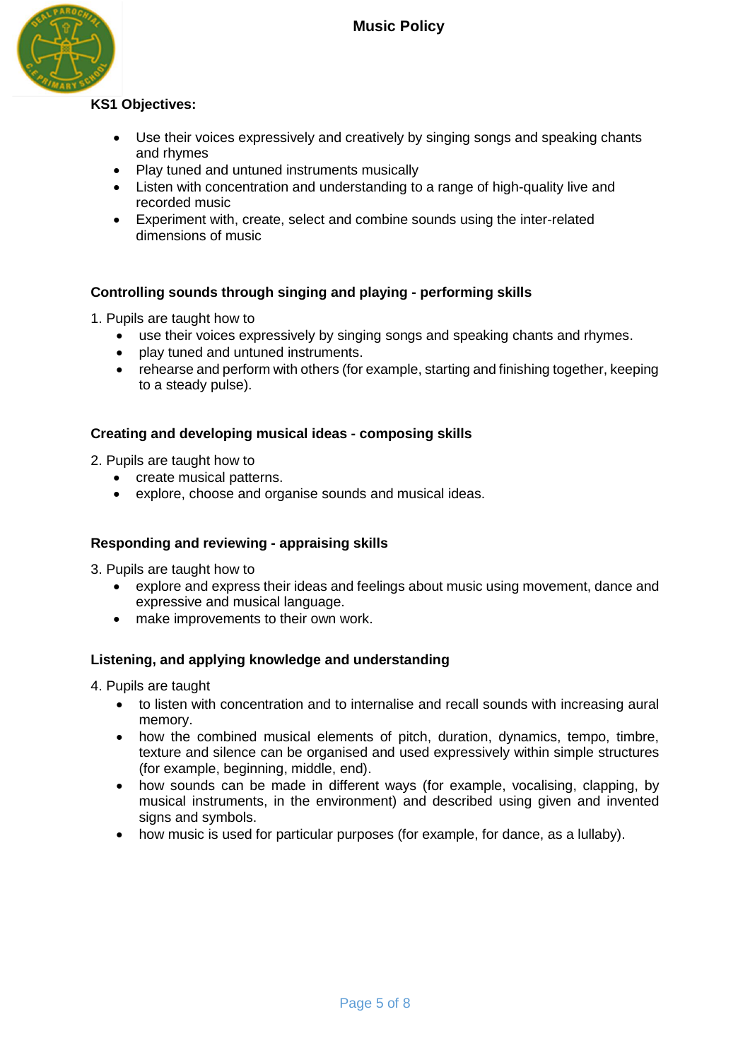**KS1 Objectives:**

- Use their voices expressively and creatively by singing songs and speaking chants and rhymes
- Play tuned and untuned instruments musically
- Listen with concentration and understanding to a range of high-quality live and recorded music
- Experiment with, create, select and combine sounds using the inter-related dimensions of music

**Controlling sounds through singing and playing - performing skills**

1. Pupils are taught how to
   - use their voices expressively by singing songs and speaking chants and rhymes.
   - play tuned and untuned instruments.
   - rehearse and perform with others (for example, starting and finishing together, keeping to a steady pulse).

**Creating and developing musical ideas - composing skills**

2. Pupils are taught how to
   - create musical patterns.
   - explore, choose and organise sounds and musical ideas.

**Responding and reviewing - appraising skills**

3. Pupils are taught how to
   - explore and express their ideas and feelings about music using movement, dance and expressive and musical language.
   - make improvements to their own work.

**Listening, and applying knowledge and understanding**

4. Pupils are taught
   - to listen with concentration and to internalise and recall sounds with increasing aural memory.
   - how the combined musical elements of pitch, duration, dynamics, tempo, timbre, texture and silence can be organised and used expressively within simple structures (for example, beginning, middle, end).
   - how sounds can be made in different ways (for example, vocalising, clapping, by musical instruments, in the environment) and described using given and invented signs and symbols.
   - how music is used for particular purposes (for example, for dance, as a lullaby).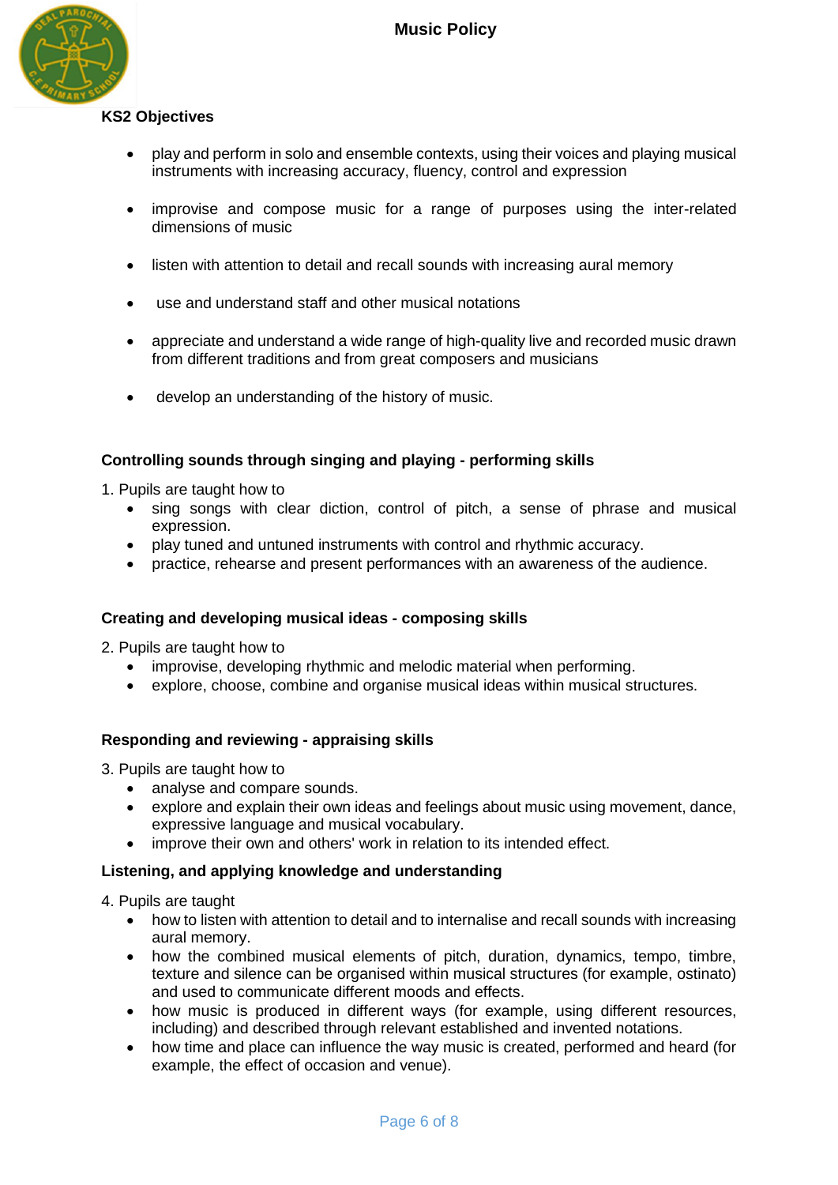## KS2 Objectives

- play and perform in solo and ensemble contexts, using their voices and playing musical instruments with increasing accuracy, fluency, control and expression
- improvise and compose music for a range of purposes using the inter-related dimensions of music
- listen with attention to detail and recall sounds with increasing aural memory
- use and understand staff and other musical notations
- appreciate and understand a wide range of high-quality live and recorded music drawn from different traditions and from great composers and musicians
- develop an understanding of the history of music.

### Controlling sounds through singing and playing - performing skills

1. Pupils are taught how to
   - sing songs with clear diction, control of pitch, a sense of phrase and musical expression.
   - play tuned and untuned instruments with control and rhythmic accuracy.
   - practice, rehearse and present performances with an awareness of the audience.

### Creating and developing musical ideas - composing skills

2. Pupils are taught how to
   - improvise, developing rhythmic and melodic material when performing.
   - explore, choose, combine and organise musical ideas within musical structures.

### Responding and reviewing - appraising skills

3. Pupils are taught how to
   - analyse and compare sounds.
   - explore and explain their own ideas and feelings about music using movement, dance, expressive language and musical vocabulary.
   - improve their own and others' work in relation to its intended effect.

### Listening, and applying knowledge and understanding

4. Pupils are taught
   - how to listen with attention to detail and to internalise and recall sounds with increasing aural memory.
   - how the combined musical elements of pitch, duration, dynamics, tempo, timbre, texture and silence can be organised within musical structures (for example, ostinato) and used to communicate different moods and effects.
   - how music is produced in different ways (for example, using different resources, including) and described through relevant established and invented notations.
   - how time and place can influence the way music is created, performed and heard (for example, the effect of occasion and venue).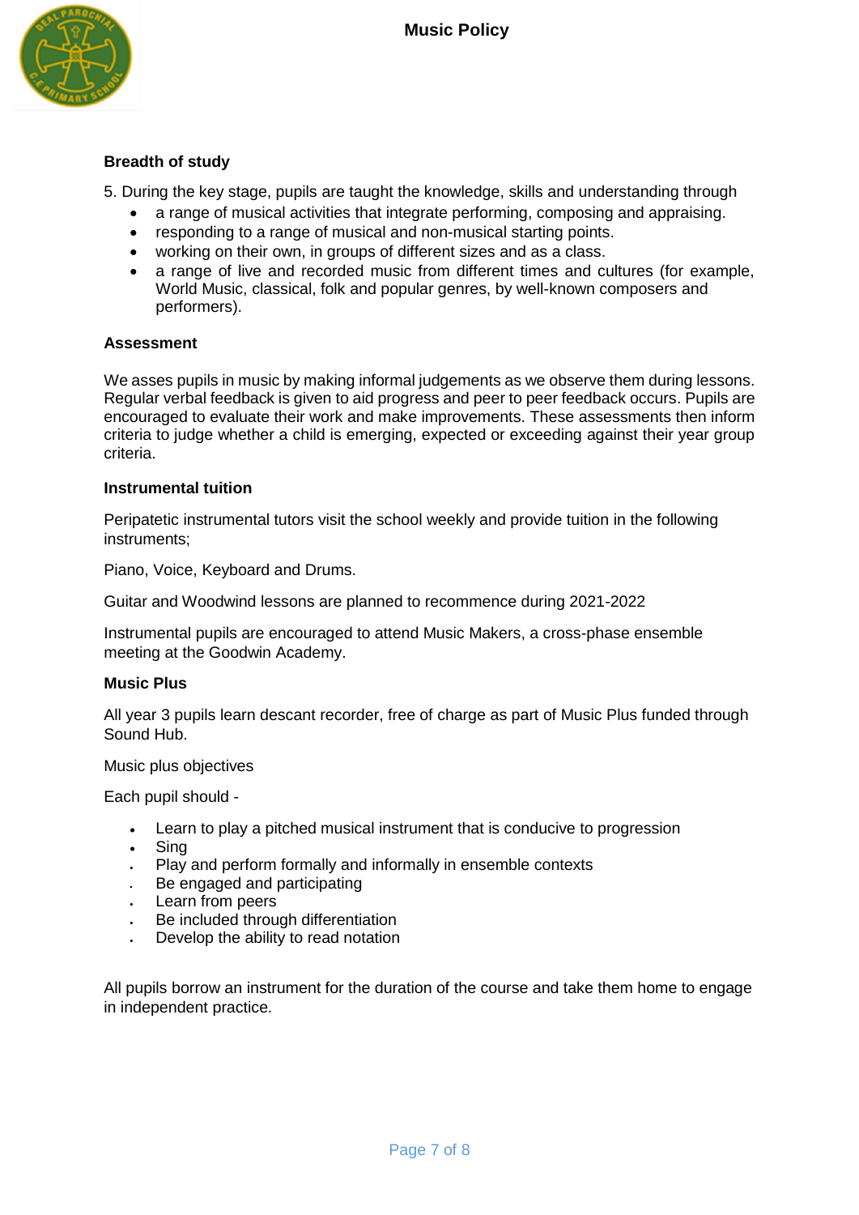**Breadth of study**

5. During the key stage, pupils are taught the knowledge, skills and understanding through
   - a range of musical activities that integrate performing, composing and appraising.
   - responding to a range of musical and non-musical starting points.
   - working on their own, in groups of different sizes and as a class.
   - a range of live and recorded music from different times and cultures (for example, World Music, classical, folk and popular genres, by well-known composers and performers).

**Assessment**

We asses pupils in music by making informal judgements as we observe them during lessons. Regular verbal feedback is given to aid progress and peer to peer feedback occurs. Pupils are encouraged to evaluate their work and make improvements. These assessments then inform criteria to judge whether a child is emerging, expected or exceeding against their year group criteria.

**Instrumental tuition**

Peripatetic instrumental tutors visit the school weekly and provide tuition in the following instruments;

Piano, Voice, Keyboard and Drums.

Guitar and Woodwind lessons are planned to recommence during 2021-2022

Instrumental pupils are encouraged to attend Music Makers, a cross-phase ensemble meeting at the Goodwin Academy.

**Music Plus**

All year 3 pupils learn descant recorder, free of charge as part of Music Plus funded through Sound Hub.

Music plus objectives

Each pupil should -

- Learn to play a pitched musical instrument that is conducive to progression
- Sing
- Play and perform formally and informally in ensemble contexts
- Be engaged and participating
- Learn from peers
- Be included through differentiation
- Develop the ability to read notation

All pupils borrow an instrument for the duration of the course and take them home to engage in independent practice.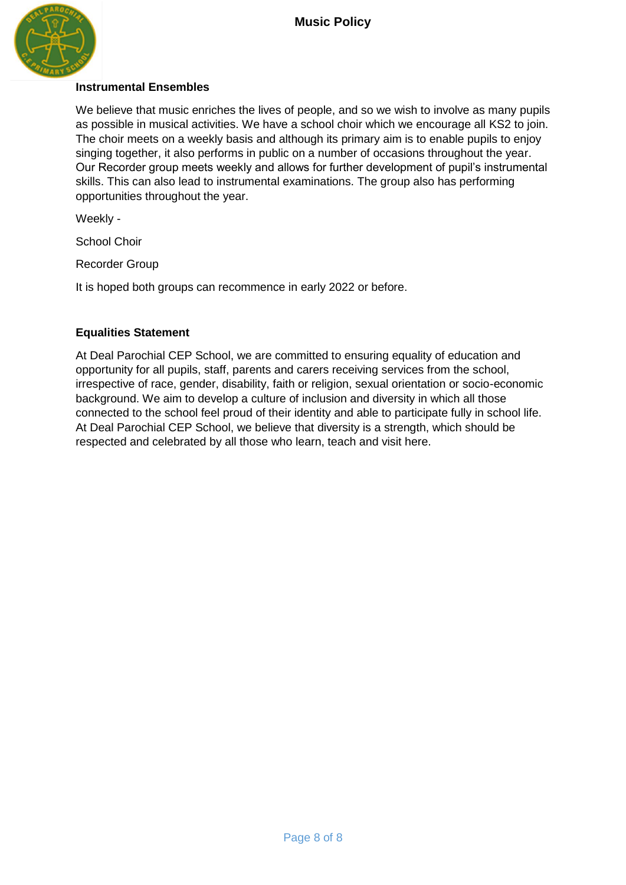### Instrumental Ensembles

We believe that music enriches the lives of people, and so we wish to involve as many pupils as possible in musical activities. We have a school choir which we encourage all KS2 to join. The choir meets on a weekly basis and although its primary aim is to enable pupils to enjoy singing together, it also performs in public on a number of occasions throughout the year. Our Recorder group meets weekly and allows for further development of pupil's instrumental skills. This can also lead to instrumental examinations. The group also has performing opportunities throughout the year.

Weekly -

School Choir

Recorder Group

It is hoped both groups can recommence in early 2022 or before.

### Equalities Statement

At Deal Parochial CEP School, we are committed to ensuring equality of education and opportunity for all pupils, staff, parents and carers receiving services from the school, irrespective of race, gender, disability, faith or religion, sexual orientation or socio-economic background. We aim to develop a culture of inclusion and diversity in which all those connected to the school feel proud of their identity and able to participate fully in school life. At Deal Parochial CEP School, we believe that diversity is a strength, which should be respected and celebrated by all those who learn, teach and visit here.